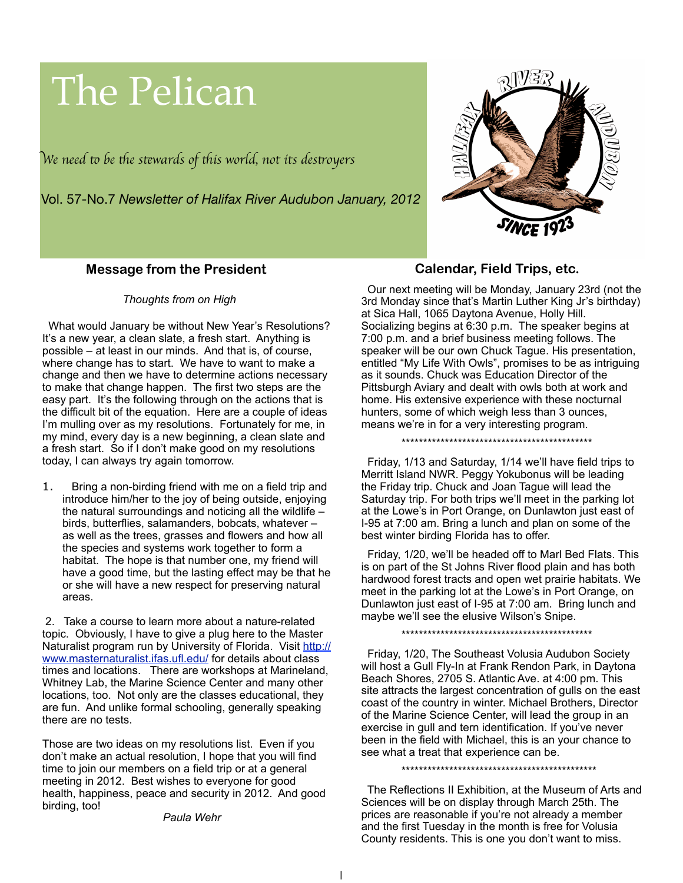# The Pelican

*We need to be the stewards of this world, not its destroyers*

Vol. 57-No.7 *Newsletter of Halifax River Audubon January, 2012*

## Message from the President

*Thoughts from on High*

What would January be without New Year's Resolutions? It's a new year, a clean slate, a fresh start. Anything is possible – at least in our minds. And that is, of course, where change has to start. We have to want to make a change and then we have to determine actions necessary to make that change happen. The first two steps are the easy part. It's the following through on the actions that is the difficult bit of the equation. Here are a couple of ideas I'm mulling over as my resolutions. Fortunately for me, in my mind, every day is a new beginning, a clean slate and a fresh start. So if I don't make good on my resolutions today, I can always try again tomorrow.

1. Bring a non-birding friend with me on a field trip and introduce him/her to the joy of being outside, enjoying the natural surroundings and noticing all the wildlife – birds, butterflies, salamanders, bobcats, whatever – as well as the trees, grasses and flowers and how all the species and systems work together to form a habitat. The hope is that number one, my friend will have a good time, but the lasting effect may be that he or she will have a new respect for preserving natural areas.

2. Take a course to learn more about a nature-related topic. Obviously, I have to give a plug here to the Master Naturalist program run by University of Florida. Visit [http://www.masternaturalist.ifas.ufl.edu/](http://www.masternaturalist.ifas.ufl.edu/) for details about class times and locations. There are workshops at Marineland, Whitney Lab, the Marine Science Center and many other locations, too. Not only are the classes educational, they are fun. And unlike formal schooling, generally speaking there are no tests.

Those are two ideas on my resolutions list. Even if you don't make an actual resolution, I hope that you will find time to join our members on a field trip or at a general meeting in 2012. Best wishes to everyone for good health, happiness, peace and security in 2012. And good birding, too!

*Paula Wehr*

## Calendar, Field Trips, etc.

Our next meeting will be Monday, January 23rd (not the 3rd Monday since that's Martin Luther King Jr's birthday) at Sica Hall, 1065 Daytona Avenue, Holly Hill. Socializing begins at 6:30 p.m. The speaker begins at 7:00 p.m. and a brief business meeting follows. The speaker will be our own Chuck Tague. His presentation, entitled "My Life With Owls", promises to be as intriguing as it sounds. Chuck was Education Director of the Pittsburgh Aviary and dealt with owls both at work and home. His extensive experience with these nocturnal hunters, some of which weigh less than 3 ounces, means we're in for a very interesting program.

**********************************************

Friday, 1/13 and Saturday, 1/14 we'll have field trips to Merritt Island NWR. Peggy Yokubonus will be leading the Friday trip. Chuck and Joan Tague will lead the Saturday trip. For both trips we'll meet in the parking lot at the Lowe's in Port Orange, on Dunlawton just east of I-95 at 7:00 am. Bring a lunch and plan on some of the best winter birding Florida has to offer.

Friday, 1/20, we'll be headed off to Marl Bed Flats. This is on part of the St Johns River flood plain and has both hardwood forest tracts and open wet prairie habitats. We meet in the parking lot at the Lowe's in Port Orange, on Dunlawton just east of I-95 at 7:00 am. Bring lunch and maybe we'll see the elusive Wilson's Snipe.

**********************************************

Friday, 1/20, The Southeast Volusia Audubon Society will host a Gull Fly-In at Frank Rendon Park, in Daytona Beach Shores, 2705 S. Atlantic Ave. at 4:00 pm. This site attracts the largest concentration of gulls on the east coast of the country in winter. Michael Brothers, Director of the Marine Science Center, will lead the group in an exercise in gull and tern identification. If you've never been in the field with Michael, this is an your chance to see what a treat that experience can be.

**********************************************

The Reflections II Exhibition, at the Museum of Arts and Sciences will be on display through March 25th. The prices are reasonable if you're not already a member and the first Tuesday in the month is free for Volusia County residents. This is one you don't want to miss.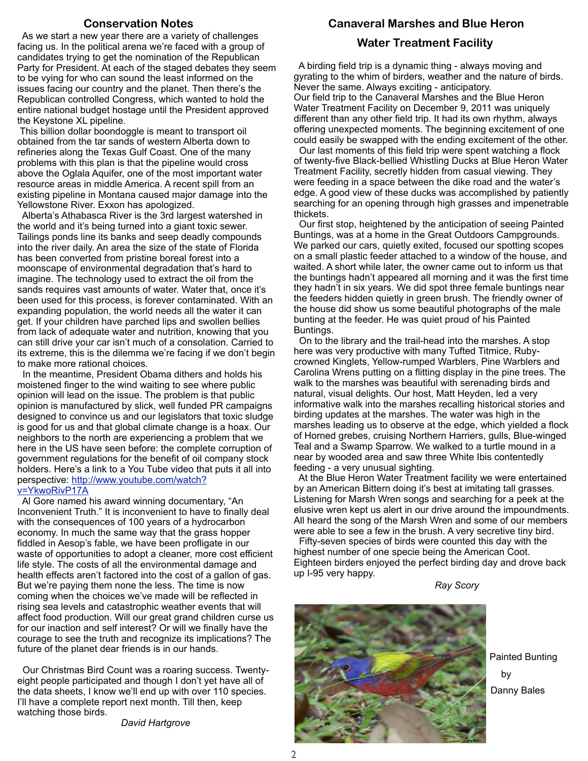## Conservation Notes

As we start a new year there are a variety of challenges facing us. In the political arena we're faced with a group of candidates trying to get the nomination of the Republican Party for President. At each of the staged debates they seem to be vying for who can sound the least informed on the issues facing our country and the planet. Then there's the Republican controlled Congress, which wanted to hold the entire national budget hostage until the President approved the Keystone XL pipeline.

This billion dollar boondoggle is meant to transport oil obtained from the tar sands of western Alberta down to refineries along the Texas Gulf Coast. One of the many problems with this plan is that the pipeline would cross above the Oglala Aquifer, one of the most important water resource areas in middle America. A recent spill from an existing pipeline in Montana caused major damage into the Yellowstone River. Exxon has apologized.

Alberta's Athabasca River is the 3rd largest watershed in the world and it's being turned into a giant toxic sewer. Tailings ponds line its banks and seep deadly compounds into the river daily. An area the size of the state of Florida has been converted from pristine boreal forest into a moonscape of environmental degradation that's hard to imagine. The technology used to extract the oil from the sands requires vast amounts of water. Water that, once it's been used for this process, is forever contaminated. With an expanding population, the world needs all the water it can get. If your children have parched lips and swollen bellies from lack of adequate water and nutrition, knowing that you can still drive your car isn't much of a consolation. Carried to its extreme, this is the dilemma we're facing if we don't begin to make more rational choices.

In the meantime, President Obama dithers and holds his moistened finger to the wind waiting to see where public opinion will lead on the issue. The problem is that public opinion is manufactured by slick, well funded PR campaigns designed to convince us and our legislators that toxic sludge is good for us and that global climate change is a hoax. Our neighbors to the north are experiencing a problem that we here in the US have seen before: the complete corruption of government regulations for the benefit of oil company stock holders. Here's a link to a You Tube video that puts it all into perspective: http://www.youtube.com/watch?v=YkwoRivP17A

Al Gore named his award winning documentary, "An Inconvenient Truth." It is inconvenient to have to finally deal with the consequences of 100 years of a hydrocarbon economy. In much the same way that the grass hopper fiddled in Aesop's fable, we have been profligate in our waste of opportunities to adopt a cleaner, more cost efficient life style. The costs of all the environmental damage and health effects aren't factored into the cost of a gallon of gas. But we're paying them none the less. The time is now coming when the choices we've made will be reflected in rising sea levels and catastrophic weather events that will affect food production. Will our great grand children curse us for our inaction and self interest? Or will we finally have the courage to see the truth and recognize its implications? The future of the planet dear friends is in our hands.

Our Christmas Bird Count was a roaring success. Twenty-eight people participated and though I don't yet have all of the data sheets, I know we'll end up with over 110 species. I'll have a complete report next month. Till then, keep watching those birds.

*David Hartgrove*

## Canaveral Marshes and Blue Heron Water Treatment Facility

A birding field trip is a dynamic thing - always moving and gyrating to the whim of birders, weather and the nature of birds. Never the same. Always exciting - anticipatory.
Our field trip to the Canaveral Marshes and the Blue Heron Water Treatment Facility on December 9, 2011 was uniquely different than any other field trip. It had its own rhythm, always offering unexpected moments. The beginning excitement of one could easily be swapped with the ending excitement of the other.

Our last moments of this field trip were spent watching a flock of twenty-five Black-bellied Whistling Ducks at Blue Heron Water Treatment Facility, secretly hidden from casual viewing. They were feeding in a space between the dike road and the water's edge. A good view of these ducks was accomplished by patiently searching for an opening through high grasses and impenetrable thickets.

Our first stop, heightened by the anticipation of seeing Painted Buntings, was at a home in the Great Outdoors Campgrounds. We parked our cars, quietly exited, focused our spotting scopes on a small plastic feeder attached to a window of the house, and waited. A short while later, the owner came out to inform us that the buntings hadn't appeared all morning and it was the first time they hadn't in six years. We did spot three female buntings near the feeders hidden quietly in green brush. The friendly owner of the house did show us some beautiful photographs of the male bunting at the feeder. He was quiet proud of his Painted Buntings.

On to the library and the trail-head into the marshes. A stop here was very productive with many Tufted Titmice, Ruby-crowned Kinglets, Yellow-rumped Warblers, Pine Warblers and Carolina Wrens putting on a flitting display in the pine trees. The walk to the marshes was beautiful with serenading birds and natural, visual delights. Our host, Matt Heyden, led a very informative walk into the marshes recalling historical stories and birding updates at the marshes. The water was high in the marshes leading us to observe at the edge, which yielded a flock of Horned grebes, cruising Northern Harriers, gulls, Blue-winged Teal and a Swamp Sparrow. We walked to a turtle mound in a near by wooded area and saw three White Ibis contentedly feeding - a very unusual sighting.

At the Blue Heron Water Treatment facility we were entertained by an American Bittern doing it's best at imitating tall grasses. Listening for Marsh Wren songs and searching for a peek at the elusive wren kept us alert in our drive around the impoundments. All heard the song of the Marsh Wren and some of our members were able to see a few in the brush. A very secretive tiny bird.

Fifty-seven species of birds were counted this day with the highest number of one specie being the American Coot. Eighteen birders enjoyed the perfect birding day and drove back up I-95 very happy.

*Ray Scory*

Painted Bunting by Danny Bales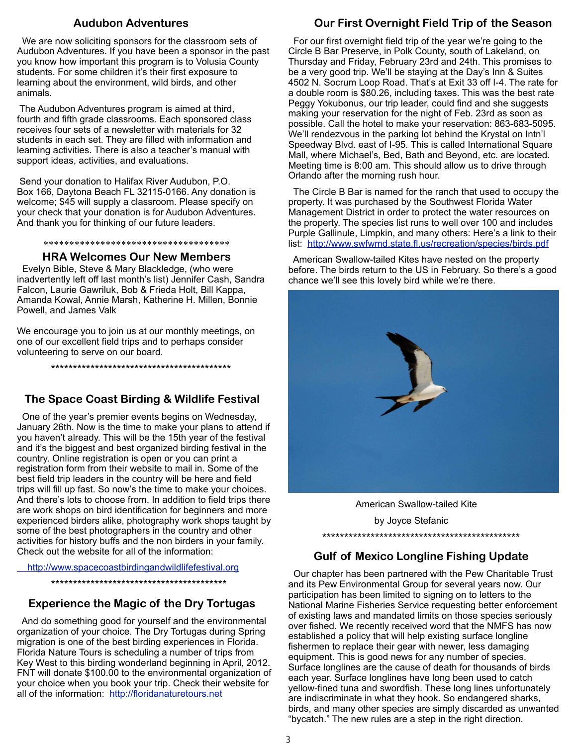## Audubon Adventures

We are now soliciting sponsors for the classroom sets of Audubon Adventures. If you have been a sponsor in the past you know how important this program is to Volusia County students. For some children it's their first exposure to learning about the environment, wild birds, and other animals.

The Audubon Adventures program is aimed at third, fourth and fifth grade classrooms. Each sponsored class receives four sets of a newsletter with materials for 32 students in each set. They are filled with information and learning activities. There is also a teacher's manual with support ideas, activities, and evaluations.

Send your donation to Halifax River Audubon, P.O. Box 166, Daytona Beach FL 32115-0166. Any donation is welcome; $45 will supply a classroom. Please specify on your check that your donation is for Audubon Adventures. And thank you for thinking of our future leaders.

************************************

## HRA Welcomes Our New Members

Evelyn Bible, Steve & Mary Blackledge, (who were inadvertently left off last month's list) Jennifer Cash, Sandra Falcon, Laurie Gawriluk, Bob & Frieda Holt, Bill Kappa, Amanda Kowal, Annie Marsh, Katherine H. Millen, Bonnie Powell, and James Valk

We encourage you to join us at our monthly meetings, on one of our excellent field trips and to perhaps consider volunteering to serve on our board.

******************************************

## The Space Coast Birding & Wildlife Festival

One of the year's premier events begins on Wednesday, January 26th. Now is the time to make your plans to attend if you haven't already. This will be the 15th year of the festival and it's the biggest and best organized birding festival in the country. Online registration is open or you can print a registration form from their website to mail in. Some of the best field trip leaders in the country will be here and field trips will fill up fast. So now's the time to make your choices. And there's lots to choose from. In addition to field trips there are work shops on bird identification for beginners and more experienced birders alike, photography work shops taught by some of the best photographers in the country and other activities for history buffs and the non birders in your family. Check out the website for all of the information:

http://www.spacecoastbirdingandwildlifefestival.org

*****************************************

## Experience the Magic of the Dry Tortugas

And do something good for yourself and the environmental organization of your choice. The Dry Tortugas during Spring migration is one of the best birding experiences in Florida. Florida Nature Tours is scheduling a number of trips from Key West to this birding wonderland beginning in April, 2012. FNT will donate $100.00 to the environmental organization of your choice when you book your trip. Check their website for all of the information: http://floridanaturetours.net

## Our First Overnight Field Trip of the Season

For our first overnight field trip of the year we're going to the Circle B Bar Preserve, in Polk County, south of Lakeland, on Thursday and Friday, February 23rd and 24th. This promises to be a very good trip. We'll be staying at the Day's Inn & Suites 4502 N. Socrum Loop Road. That's at Exit 33 off I-4. The rate for a double room is $80.26, including taxes. This was the best rate Peggy Yokubonus, our trip leader, could find and she suggests making your reservation for the night of Feb. 23rd as soon as possible. Call the hotel to make your reservation: 863-683-5095. We'll rendezvous in the parking lot behind the Krystal on Intn'l Speedway Blvd. east of I-95. This is called International Square Mall, where Michael's, Bed, Bath and Beyond, etc. are located. Meeting time is 8:00 am. This should allow us to drive through Orlando after the morning rush hour.

The Circle B Bar is named for the ranch that used to occupy the property. It was purchased by the Southwest Florida Water Management District in order to protect the water resources on the property. The species list runs to well over 100 and includes Purple Gallinule, Limpkin, and many others: Here's a link to their list: http://www.swfwmd.state.fl.us/recreation/species/birds.pdf

American Swallow-tailed Kites have nested on the property before. The birds return to the US in February. So there's a good chance we'll see this lovely bird while we're there.

American Swallow-tailed Kite

by Joyce Stefanic

************************************************

## Gulf of Mexico Longline Fishing Update

Our chapter has been partnered with the Pew Charitable Trust and its Pew Environmental Group for several years now. Our participation has been limited to signing on to letters to the National Marine Fisheries Service requesting better enforcement of existing laws and mandated limits on those species seriously over fished. We recently received word that the NMFS has now established a policy that will help existing surface longline fishermen to replace their gear with newer, less damaging equipment. This is good news for any number of species. Surface longlines are the cause of death for thousands of birds each year. Surface longlines have long been used to catch yellow-fined tuna and swordfish. These long lines unfortunately are indiscriminate in what they hook. So endangered sharks, birds, and many other species are simply discarded as unwanted "bycatch." The new rules are a step in the right direction.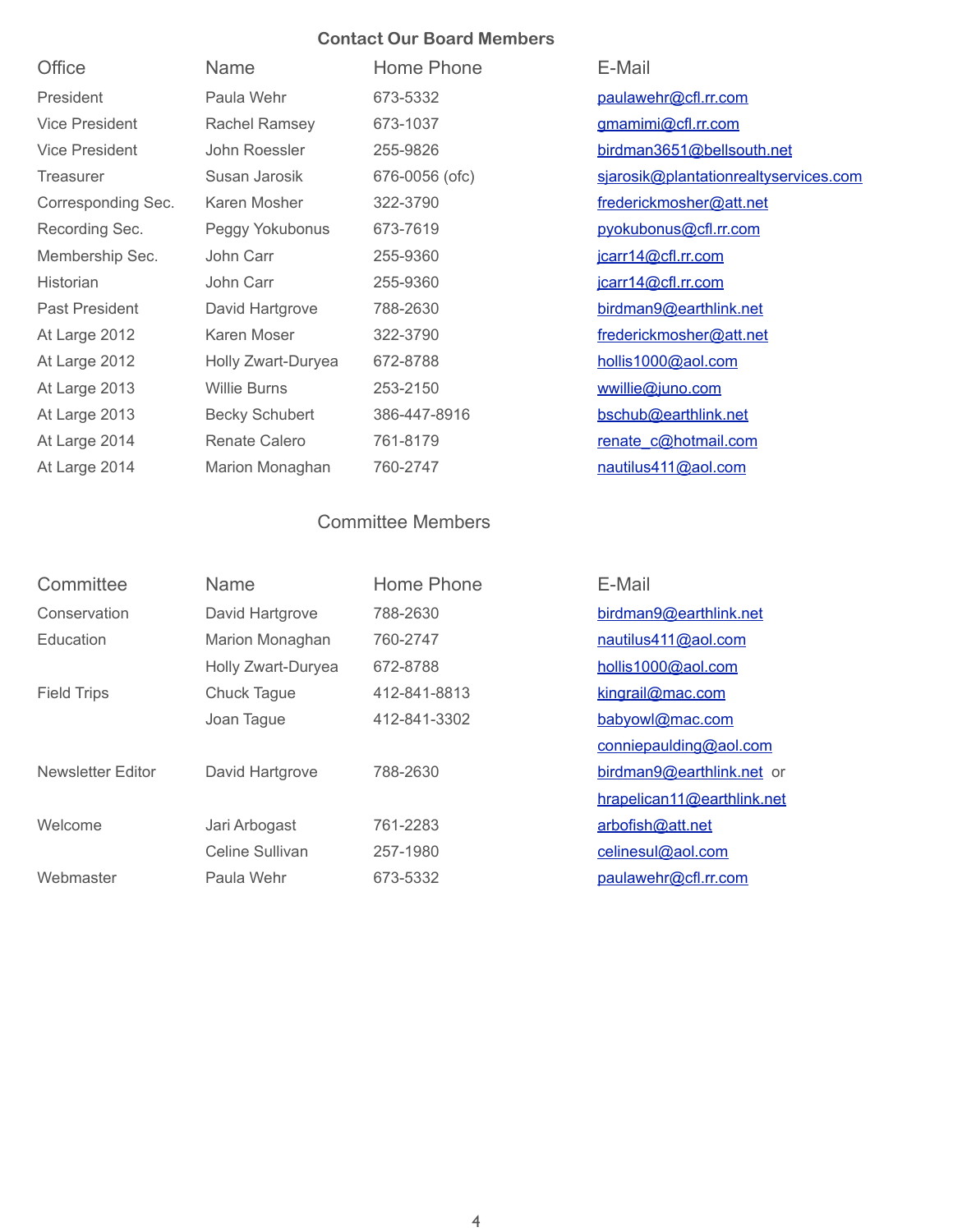## Contact Our Board Members

| Office | Name | Home Phone | E-Mail |
|---|---|---|---|
| President | Paula Wehr | 673-5332 | paulawehr@cfl.rr.com |
| Vice President | Rachel Ramsey | 673-1037 | gmamimi@cfl.rr.com |
| Vice President | John Roessler | 255-9826 | birdman3651@bellsouth.net |
| Treasurer | Susan Jarosik | 676-0056 (ofc) | sjarosik@plantationrealtyservices.com |
| Corresponding Sec. | Karen Mosher | 322-3790 | frederickmosher@att.net |
| Recording Sec. | Peggy Yokubonus | 673-7619 | pyokubonus@cfl.rr.com |
| Membership Sec. | John Carr | 255-9360 | jcarr14@cfl.rr.com |
| Historian | John Carr | 255-9360 | jcarr14@cfl.rr.com |
| Past President | David Hartgrove | 788-2630 | birdman9@earthlink.net |
| At Large 2012 | Karen Moser | 322-3790 | frederickmosher@att.net |
| At Large 2012 | Holly Zwart-Duryea | 672-8788 | hollis1000@aol.com |
| At Large 2013 | Willie Burns | 253-2150 | wwillie@juno.com |
| At Large 2013 | Becky Schubert | 386-447-8916 | bschub@earthlink.net |
| At Large 2014 | Renate Calero | 761-8179 | renate_c@hotmail.com |
| At Large 2014 | Marion Monaghan | 760-2747 | nautilus411@aol.com |

## Committee Members

| Committee | Name | Home Phone | E-Mail |
|---|---|---|---|
| Conservation | David Hartgrove | 788-2630 | birdman9@earthlink.net |
| Education | Marion Monaghan | 760-2747 | nautilus411@aol.com |
| | Holly Zwart-Duryea | 672-8788 | hollis1000@aol.com |
| Field Trips | Chuck Tague | 412-841-8813 | kingrail@mac.com |
| | Joan Tague | 412-841-3302 | babyowl@mac.com |
| | | | conniepaulding@aol.com |
| Newsletter Editor | David Hartgrove | 788-2630 | birdman9@earthlink.net or hrapelican11@earthlink.net |
| Welcome | Jari Arbogast | 761-2283 | arbofish@att.net |
| | Celine Sullivan | 257-1980 | celinesul@aol.com |
| Webmaster | Paula Wehr | 673-5332 | paulawehr@cfl.rr.com |